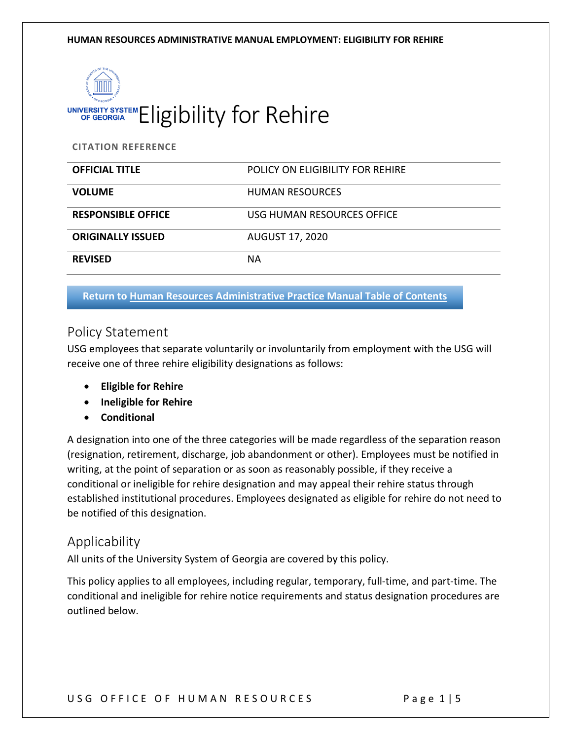# Eligibility for Rehire

**CITATION REFERENCE**

| | |
|---|---|
| **OFFICIAL TITLE** | POLICY ON ELIGIBILITY FOR REHIRE |
| **VOLUME** | HUMAN RESOURCES |
| **RESPONSIBLE OFFICE** | USG HUMAN RESOURCES OFFICE |
| **ORIGINALLY ISSUED** | AUGUST 17, 2020 |
| **REVISED** | NA |

**Return to Human Resources Administrative Practice Manual Table of Contents**

## Policy Statement

USG employees that separate voluntarily or involuntarily from employment with the USG will receive one of three rehire eligibility designations as follows:

- **Eligible for Rehire**
- **Ineligible for Rehire**
- **Conditional**

A designation into one of the three categories will be made regardless of the separation reason (resignation, retirement, discharge, job abandonment or other). Employees must be notified in writing, at the point of separation or as soon as reasonably possible, if they receive a conditional or ineligible for rehire designation and may appeal their rehire status through established institutional procedures. Employees designated as eligible for rehire do not need to be notified of this designation.

## Applicability

All units of the University System of Georgia are covered by this policy.

This policy applies to all employees, including regular, temporary, full-time, and part-time. The conditional and ineligible for rehire notice requirements and status designation procedures are outlined below.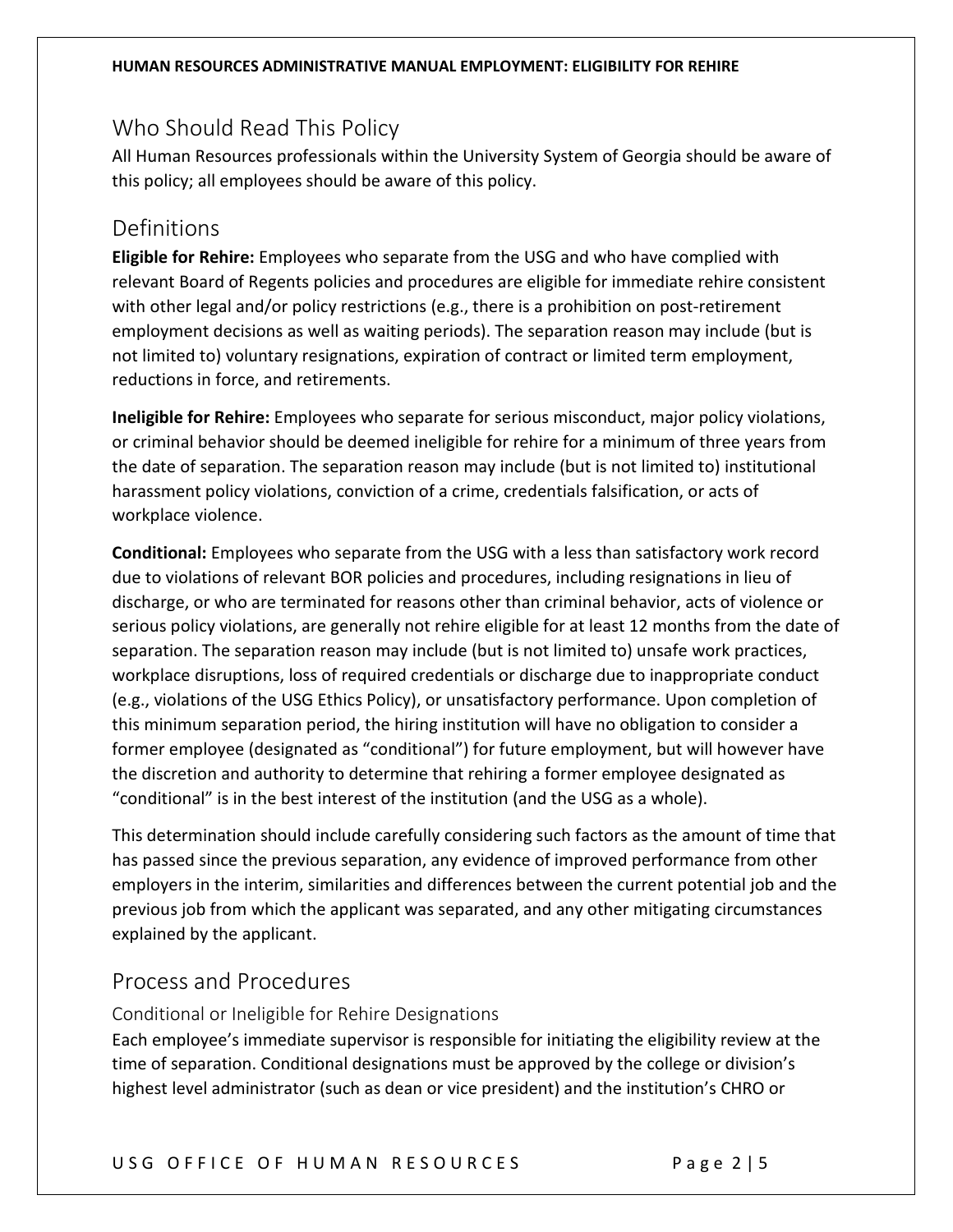## Who Should Read This Policy

All Human Resources professionals within the University System of Georgia should be aware of this policy; all employees should be aware of this policy.

## Definitions

**Eligible for Rehire:** Employees who separate from the USG and who have complied with relevant Board of Regents policies and procedures are eligible for immediate rehire consistent with other legal and/or policy restrictions (e.g., there is a prohibition on post-retirement employment decisions as well as waiting periods). The separation reason may include (but is not limited to) voluntary resignations, expiration of contract or limited term employment, reductions in force, and retirements.

**Ineligible for Rehire:** Employees who separate for serious misconduct, major policy violations, or criminal behavior should be deemed ineligible for rehire for a minimum of three years from the date of separation. The separation reason may include (but is not limited to) institutional harassment policy violations, conviction of a crime, credentials falsification, or acts of workplace violence.

**Conditional:** Employees who separate from the USG with a less than satisfactory work record due to violations of relevant BOR policies and procedures, including resignations in lieu of discharge, or who are terminated for reasons other than criminal behavior, acts of violence or serious policy violations, are generally not rehire eligible for at least 12 months from the date of separation. The separation reason may include (but is not limited to) unsafe work practices, workplace disruptions, loss of required credentials or discharge due to inappropriate conduct (e.g., violations of the USG Ethics Policy), or unsatisfactory performance. Upon completion of this minimum separation period, the hiring institution will have no obligation to consider a former employee (designated as "conditional") for future employment, but will however have the discretion and authority to determine that rehiring a former employee designated as "conditional" is in the best interest of the institution (and the USG as a whole).

This determination should include carefully considering such factors as the amount of time that has passed since the previous separation, any evidence of improved performance from other employers in the interim, similarities and differences between the current potential job and the previous job from which the applicant was separated, and any other mitigating circumstances explained by the applicant.

## Process and Procedures

### Conditional or Ineligible for Rehire Designations

Each employee's immediate supervisor is responsible for initiating the eligibility review at the time of separation. Conditional designations must be approved by the college or division's highest level administrator (such as dean or vice president) and the institution's CHRO or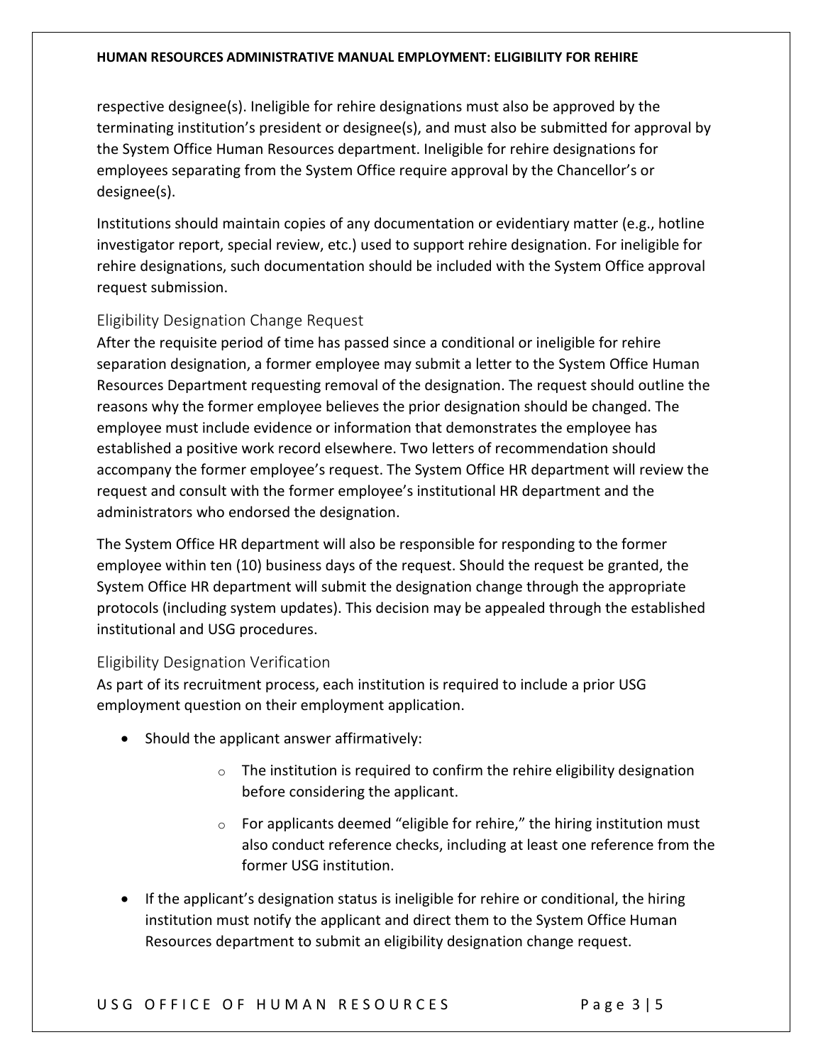respective designee(s). Ineligible for rehire designations must also be approved by the terminating institution's president or designee(s), and must also be submitted for approval by the System Office Human Resources department. Ineligible for rehire designations for employees separating from the System Office require approval by the Chancellor's or designee(s).

Institutions should maintain copies of any documentation or evidentiary matter (e.g., hotline investigator report, special review, etc.) used to support rehire designation. For ineligible for rehire designations, such documentation should be included with the System Office approval request submission.

## Eligibility Designation Change Request

After the requisite period of time has passed since a conditional or ineligible for rehire separation designation, a former employee may submit a letter to the System Office Human Resources Department requesting removal of the designation. The request should outline the reasons why the former employee believes the prior designation should be changed. The employee must include evidence or information that demonstrates the employee has established a positive work record elsewhere. Two letters of recommendation should accompany the former employee's request. The System Office HR department will review the request and consult with the former employee's institutional HR department and the administrators who endorsed the designation.

The System Office HR department will also be responsible for responding to the former employee within ten (10) business days of the request. Should the request be granted, the System Office HR department will submit the designation change through the appropriate protocols (including system updates). This decision may be appealed through the established institutional and USG procedures.

## Eligibility Designation Verification

As part of its recruitment process, each institution is required to include a prior USG employment question on their employment application.

- Should the applicant answer affirmatively:
    - The institution is required to confirm the rehire eligibility designation before considering the applicant.
    - For applicants deemed "eligible for rehire," the hiring institution must also conduct reference checks, including at least one reference from the former USG institution.
- If the applicant's designation status is ineligible for rehire or conditional, the hiring institution must notify the applicant and direct them to the System Office Human Resources department to submit an eligibility designation change request.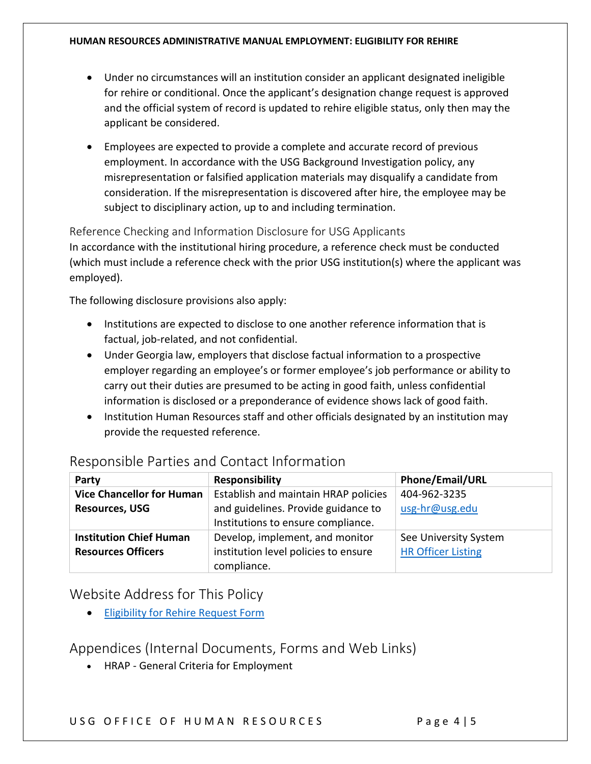- Under no circumstances will an institution consider an applicant designated ineligible for rehire or conditional. Once the applicant's designation change request is approved and the official system of record is updated to rehire eligible status, only then may the applicant be considered.

- Employees are expected to provide a complete and accurate record of previous employment. In accordance with the USG Background Investigation policy, any misrepresentation or falsified application materials may disqualify a candidate from consideration. If the misrepresentation is discovered after hire, the employee may be subject to disciplinary action, up to and including termination.

### Reference Checking and Information Disclosure for USG Applicants

In accordance with the institutional hiring procedure, a reference check must be conducted (which must include a reference check with the prior USG institution(s) where the applicant was employed).

The following disclosure provisions also apply:

- Institutions are expected to disclose to one another reference information that is factual, job-related, and not confidential.
- Under Georgia law, employers that disclose factual information to a prospective employer regarding an employee's or former employee's job performance or ability to carry out their duties are presumed to be acting in good faith, unless confidential information is disclosed or a preponderance of evidence shows lack of good faith.
- Institution Human Resources staff and other officials designated by an institution may provide the requested reference.

## Responsible Parties and Contact Information

| Party | Responsibility | Phone/Email/URL |
|---|---|---|
| **Vice Chancellor for Human Resources, USG** | Establish and maintain HRAP policies and guidelines. Provide guidance to Institutions to ensure compliance. | 404-962-3235 usg-hr@usg.edu |
| **Institution Chief Human Resources Officers** | Develop, implement, and monitor institution level policies to ensure compliance. | See University System HR Officer Listing |

## Website Address for This Policy

- Eligibility for Rehire Request Form

## Appendices (Internal Documents, Forms and Web Links)

- HRAP - General Criteria for Employment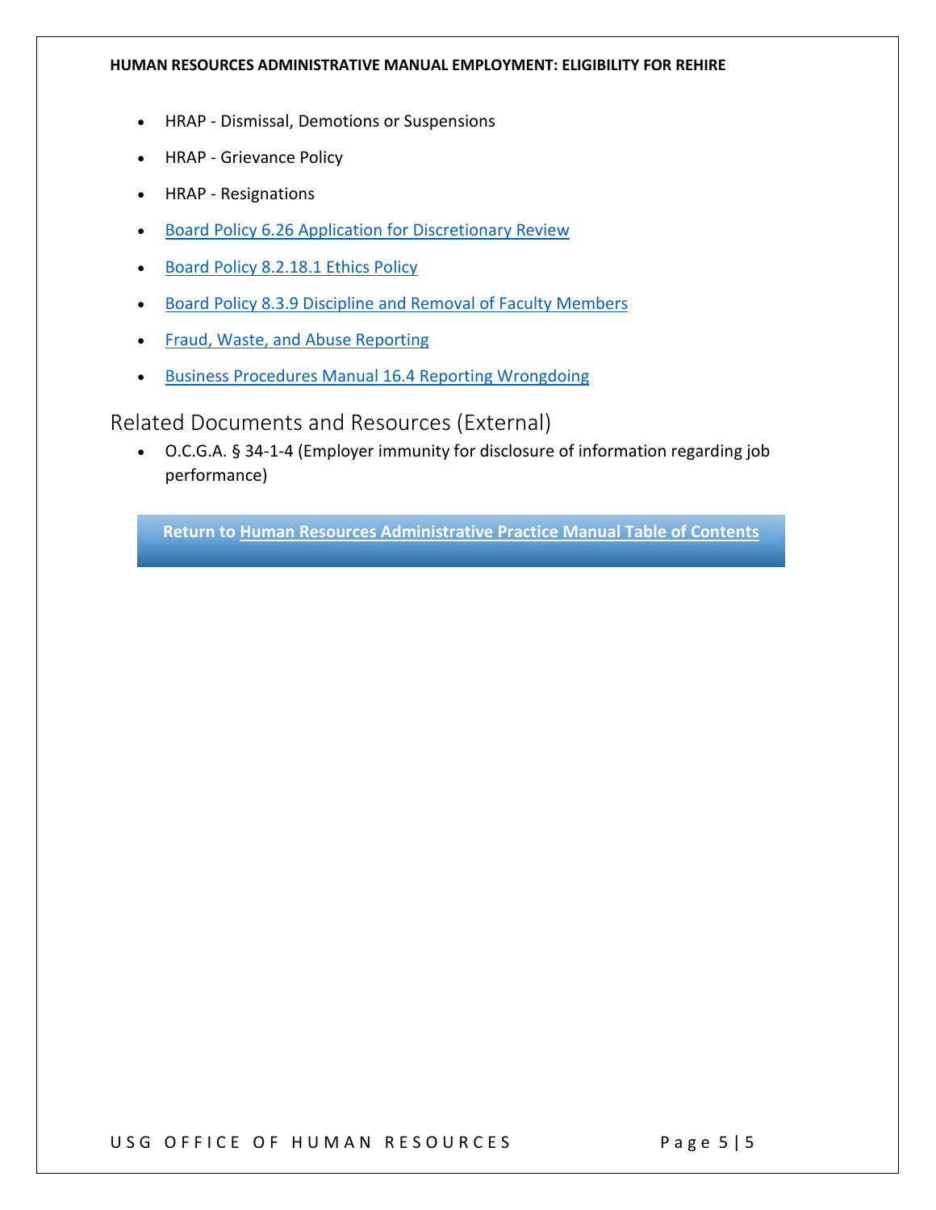- HRAP - Dismissal, Demotions or Suspensions
- HRAP - Grievance Policy
- HRAP - Resignations
- Board Policy 6.26 Application for Discretionary Review
- Board Policy 8.2.18.1 Ethics Policy
- Board Policy 8.3.9 Discipline and Removal of Faculty Members
- Fraud, Waste, and Abuse Reporting
- Business Procedures Manual 16.4 Reporting Wrongdoing

## Related Documents and Resources (External)

- O.C.G.A. § 34-1-4 (Employer immunity for disclosure of information regarding job performance)

**Return to Human Resources Administrative Practice Manual Table of Contents**